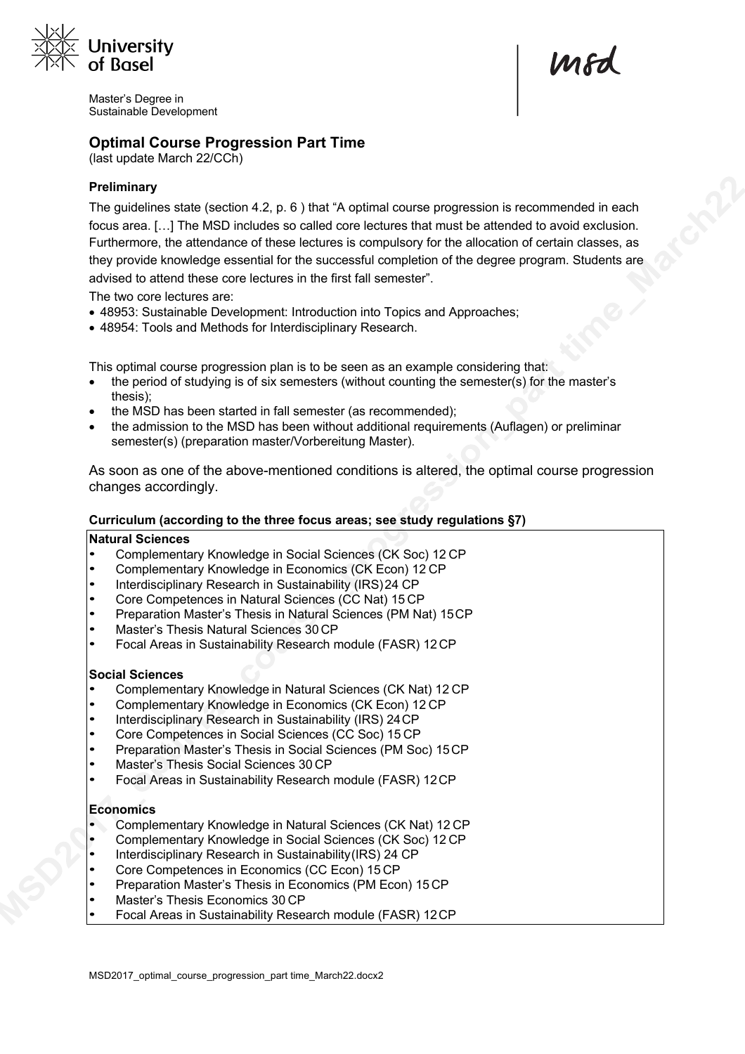University of Basel

Master's Degree in Sustainable Development

msd

## Optimal Course Progression Part Time

(last update March 22/CCh)

### Preliminary

The guidelines state (section 4.2, p. 6 ) that "A optimal course progression is recommended in each focus area. […] The MSD includes so called core lectures that must be attended to avoid exclusion. Furthermore, the attendance of these lectures is compulsory for the allocation of certain classes, as they provide knowledge essential for the successful completion of the degree program. Students are advised to attend these core lectures in the first fall semester".

The two core lectures are:

- 48953: Sustainable Development: Introduction into Topics and Approaches;
- 48954: Tools and Methods for Interdisciplinary Research.

This optimal course progression plan is to be seen as an example considering that:

- the period of studying is of six semesters (without counting the semester(s) for the master's thesis);
- the MSD has been started in fall semester (as recommended);
- the admission to the MSD has been without additional requirements (Auflagen) or preliminar semester(s) (preparation master/Vorbereitung Master).

As soon as one of the above-mentioned conditions is altered, the optimal course progression changes accordingly.

### Curriculum (according to the three focus areas; see study regulations §7)

**Natural Sciences**

- Complementary Knowledge in Social Sciences (CK Soc) 12 CP
- Complementary Knowledge in Economics (CK Econ) 12 CP
- Interdisciplinary Research in Sustainability (IRS) 24 CP
- Core Competences in Natural Sciences (CC Nat) 15 CP
- Preparation Master's Thesis in Natural Sciences (PM Nat) 15 CP
- Master's Thesis Natural Sciences 30 CP
- Focal Areas in Sustainability Research module (FASR) 12 CP

**Social Sciences**

- Complementary Knowledge in Natural Sciences (CK Nat) 12 CP
- Complementary Knowledge in Economics (CK Econ) 12 CP
- Interdisciplinary Research in Sustainability (IRS) 24 CP
- Core Competences in Social Sciences (CC Soc) 15 CP
- Preparation Master's Thesis in Social Sciences (PM Soc) 15 CP
- Master's Thesis Social Sciences 30 CP
- Focal Areas in Sustainability Research module (FASR) 12 CP

**Economics**

- Complementary Knowledge in Natural Sciences (CK Nat) 12 CP
- Complementary Knowledge in Social Sciences (CK Soc) 12 CP
- Interdisciplinary Research in Sustainability (IRS) 24 CP
- Core Competences in Economics (CC Econ) 15 CP
- Preparation Master's Thesis in Economics (PM Econ) 15 CP
- Master's Thesis Economics 30 CP
- Focal Areas in Sustainability Research module (FASR) 12 CP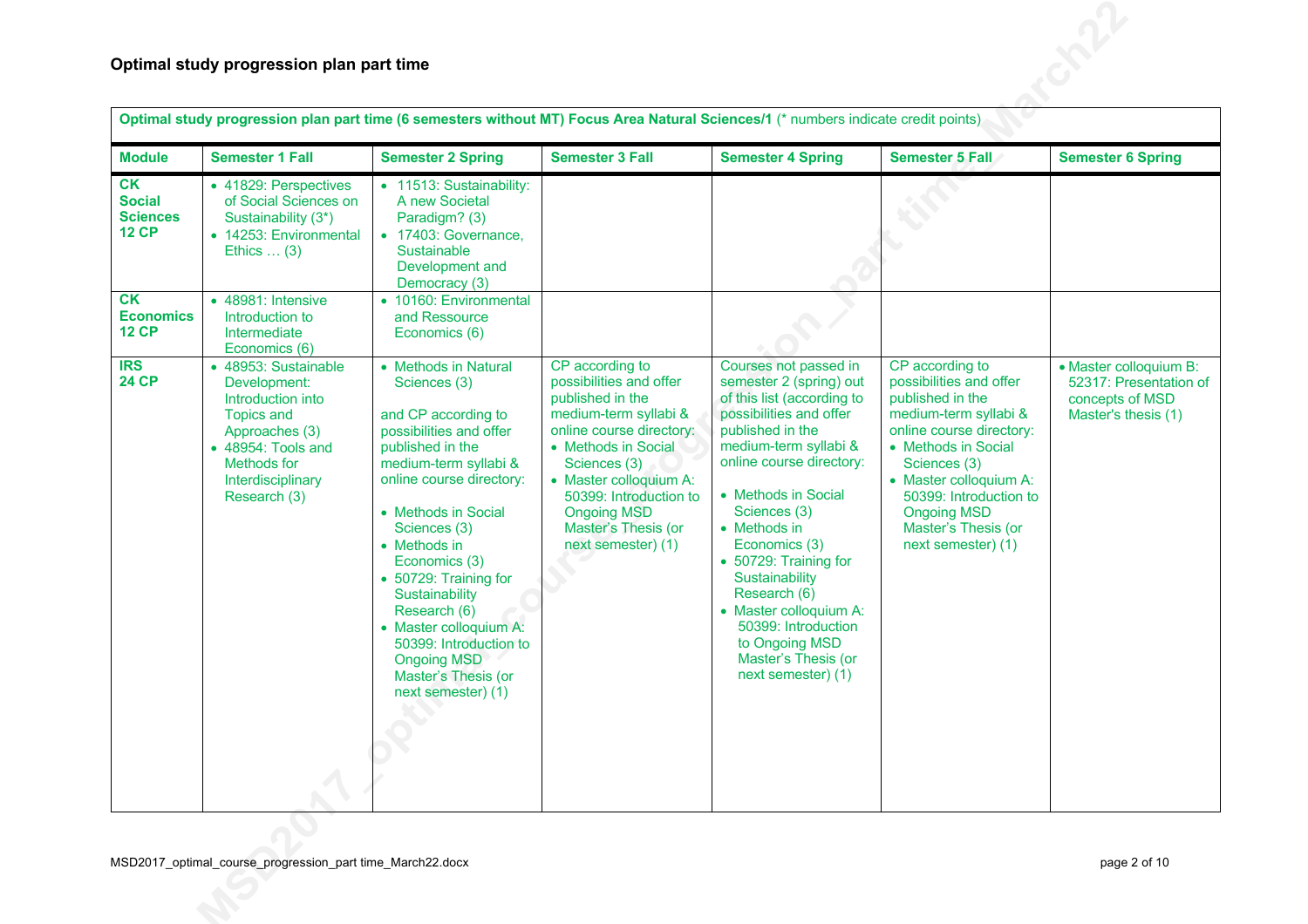## Optimal study progression plan part time

| Optimal study progression plan part time (6 semesters without MT) Focus Area Natural Sciences/1 (* numbers indicate credit points) | | | | | | |
|---|---|---|---|---|---|---|
| **Module** | **Semester 1 Fall** | **Semester 2 Spring** | **Semester 3 Fall** | **Semester 4 Spring** | **Semester 5 Fall** | **Semester 6 Spring** |
| **CK Social Sciences 12 CP** | • 41829: Perspectives of Social Sciences on Sustainability (3*)<br>• 14253: Environmental Ethics … (3) | • 11513: Sustainability: A new Societal Paradigm? (3)<br>• 17403: Governance, Sustainable Development and Democracy (3) | | | | |
| **CK Economics 12 CP** | • 48981: Intensive Introduction to Intermediate Economics (6) | • 10160: Environmental and Ressource Economics (6) | | | | |
| **IRS 24 CP** | • 48953: Sustainable Development: Introduction into Topics and Approaches (3)<br>• 48954: Tools and Methods for Interdisciplinary Research (3) | • Methods in Natural Sciences (3)<br><br>and CP according to possibilities and offer published in the medium-term syllabi & online course directory:<br><br>• Methods in Social Sciences (3)<br>• Methods in Economics (3)<br>• 50729: Training for Sustainability Research (6)<br>• Master colloquium A: 50399: Introduction to Ongoing MSD Master's Thesis (or next semester) (1) | CP according to possibilities and offer published in the medium-term syllabi & online course directory:<br>• Methods in Social Sciences (3)<br>• Master colloquium A: 50399: Introduction to Ongoing MSD Master's Thesis (or next semester) (1) | Courses not passed in semester 2 (spring) out of this list (according to possibilities and offer published in the medium-term syllabi & online course directory:<br><br>• Methods in Social Sciences (3)<br>• Methods in Economics (3)<br>• 50729: Training for Sustainability Research (6)<br>• Master colloquium A: 50399: Introduction to Ongoing MSD Master's Thesis (or next semester) (1) | CP according to possibilities and offer published in the medium-term syllabi & online course directory:<br>• Methods in Social Sciences (3)<br>• Master colloquium A: 50399: Introduction to Ongoing MSD Master's Thesis (or next semester) (1) | • Master colloquium B: 52317: Presentation of concepts of MSD Master's thesis (1) |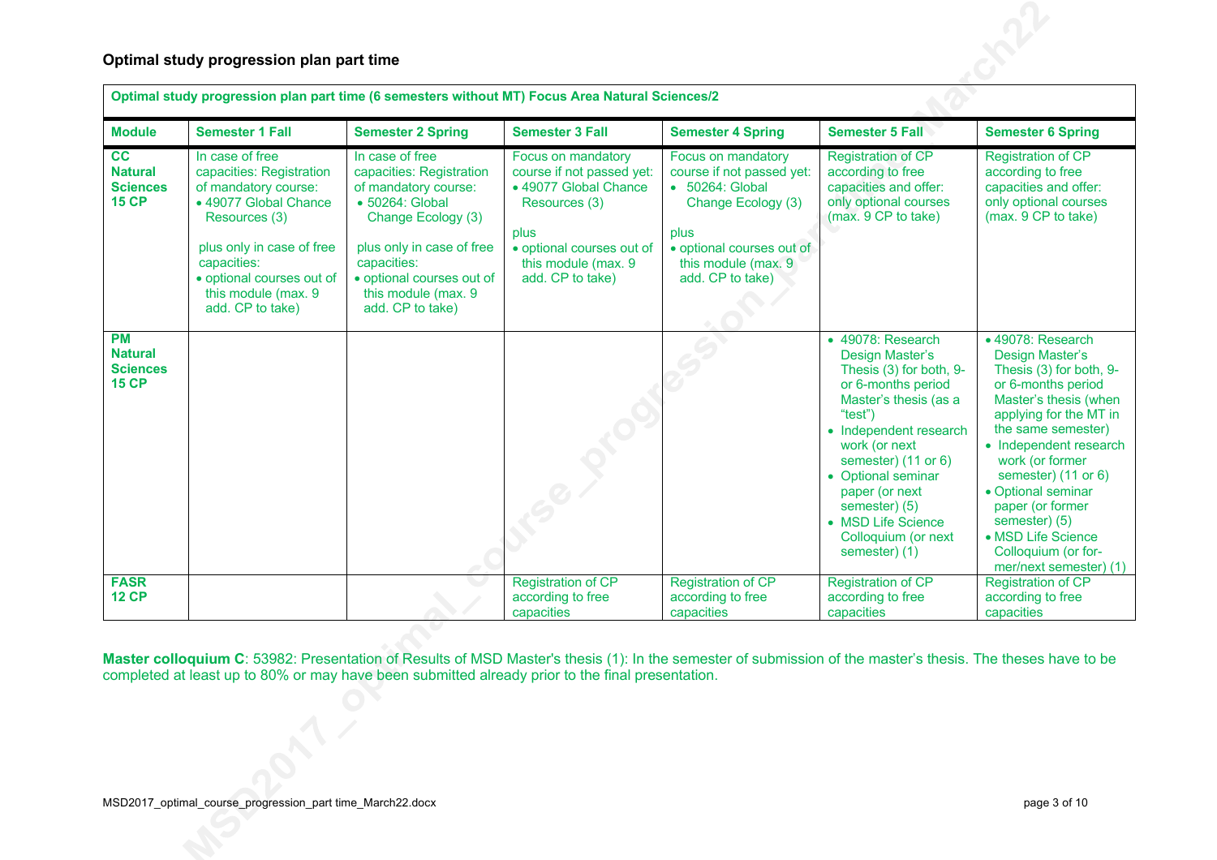## Optimal study progression plan part time

| Optimal study progression plan part time (6 semesters without MT) Focus Area Natural Sciences/2 | | | | | | |
|---|---|---|---|---|---|---|
| **Module** | **Semester 1 Fall** | **Semester 2 Spring** | **Semester 3 Fall** | **Semester 4 Spring** | **Semester 5 Fall** | **Semester 6 Spring** |
| **CC Natural Sciences 15 CP** | In case of free capacities: Registration of mandatory course:<br>• 49077 Global Chance Resources (3)<br><br>plus only in case of free capacities:<br>• optional courses out of this module (max. 9 add. CP to take) | In case of free capacities: Registration of mandatory course:<br>• 50264: Global Change Ecology (3)<br><br>plus only in case of free capacities:<br>• optional courses out of this module (max. 9 add. CP to take) | Focus on mandatory course if not passed yet:<br>• 49077 Global Chance Resources (3)<br><br>plus<br>• optional courses out of this module (max. 9 add. CP to take) | Focus on mandatory course if not passed yet:<br>• 50264: Global Change Ecology (3)<br><br>plus<br>• optional courses out of this module (max. 9 add. CP to take) | Registration of CP according to free capacities and offer: only optional courses (max. 9 CP to take) | Registration of CP according to free capacities and offer: only optional courses (max. 9 CP to take) |
| **PM Natural Sciences 15 CP** | | | | | • 49078: Research Design Master's Thesis (3) for both, 9- or 6-months period Master's thesis (as a "test")<br>• Independent research work (or next semester) (11 or 6)<br>• Optional seminar paper (or next semester) (5)<br>• MSD Life Science Colloquium (or next semester) (1) | • 49078: Research Design Master's Thesis (3) for both, 9- or 6-months period Master's thesis (when applying for the MT in the same semester)<br>• Independent research work (or former semester) (11 or 6)<br>• Optional seminar paper (or former semester) (5)<br>• MSD Life Science Colloquium (or former/next semester) (1) |
| **FASR 12 CP** | | | Registration of CP according to free capacities | Registration of CP according to free capacities | Registration of CP according to free capacities | Registration of CP according to free capacities |

**Master colloquium C**: 53982: Presentation of Results of MSD Master's thesis (1): In the semester of submission of the master's thesis. The theses have to be completed at least up to 80% or may have been submitted already prior to the final presentation.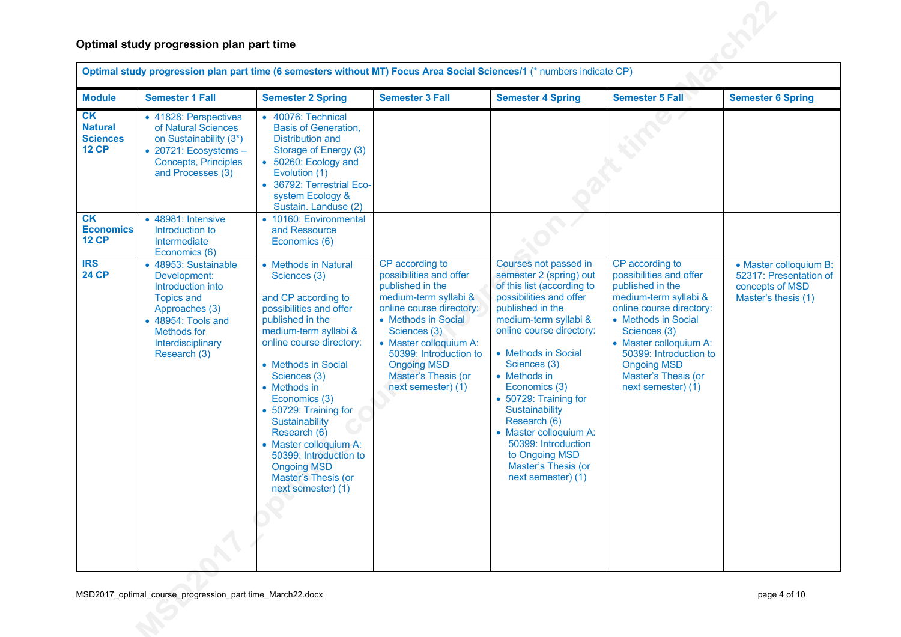## Optimal study progression plan part time

| Optimal study progression plan part time (6 semesters without MT) Focus Area Social Sciences/1 (* numbers indicate CP) | | | | | | |
|---|---|---|---|---|---|---|
| **Module** | **Semester 1 Fall** | **Semester 2 Spring** | **Semester 3 Fall** | **Semester 4 Spring** | **Semester 5 Fall** | **Semester 6 Spring** |
| **CK Natural Sciences 12 CP** | • 41828: Perspectives of Natural Sciences on Sustainability (3*)<br>• 20721: Ecosystems – Concepts, Principles and Processes (3) | • 40076: Technical Basis of Generation, Distribution and Storage of Energy (3)<br>• 50260: Ecology and Evolution (1)<br>• 36792: Terrestrial Eco-system Ecology & Sustain. Landuse (2) | | | | |
| **CK Economics 12 CP** | • 48981: Intensive Introduction to Intermediate Economics (6) | • 10160: Environmental and Ressource Economics (6) | | | | |
| **IRS 24 CP** | • 48953: Sustainable Development: Introduction into Topics and Approaches (3)<br>• 48954: Tools and Methods for Interdisciplinary Research (3) | • Methods in Natural Sciences (3)<br><br>and CP according to possibilities and offer published in the medium-term syllabi & online course directory:<br><br>• Methods in Social Sciences (3)<br>• Methods in Economics (3)<br>• 50729: Training for Sustainability Research (6)<br>• Master colloquium A: 50399: Introduction to Ongoing MSD Master's Thesis (or next semester) (1) | CP according to possibilities and offer published in the medium-term syllabi & online course directory:<br>• Methods in Social Sciences (3)<br>• Master colloquium A: 50399: Introduction to Ongoing MSD Master's Thesis (or next semester) (1) | Courses not passed in semester 2 (spring) out of this list (according to possibilities and offer published in the medium-term syllabi & online course directory:<br><br>• Methods in Social Sciences (3)<br>• Methods in Economics (3)<br>• 50729: Training for Sustainability Research (6)<br>• Master colloquium A: 50399: Introduction to Ongoing MSD Master's Thesis (or next semester) (1) | CP according to possibilities and offer published in the medium-term syllabi & online course directory:<br>• Methods in Social Sciences (3)<br>• Master colloquium A: 50399: Introduction to Ongoing MSD Master's Thesis (or next semester) (1) | • Master colloquium B: 52317: Presentation of concepts of MSD Master's thesis (1) |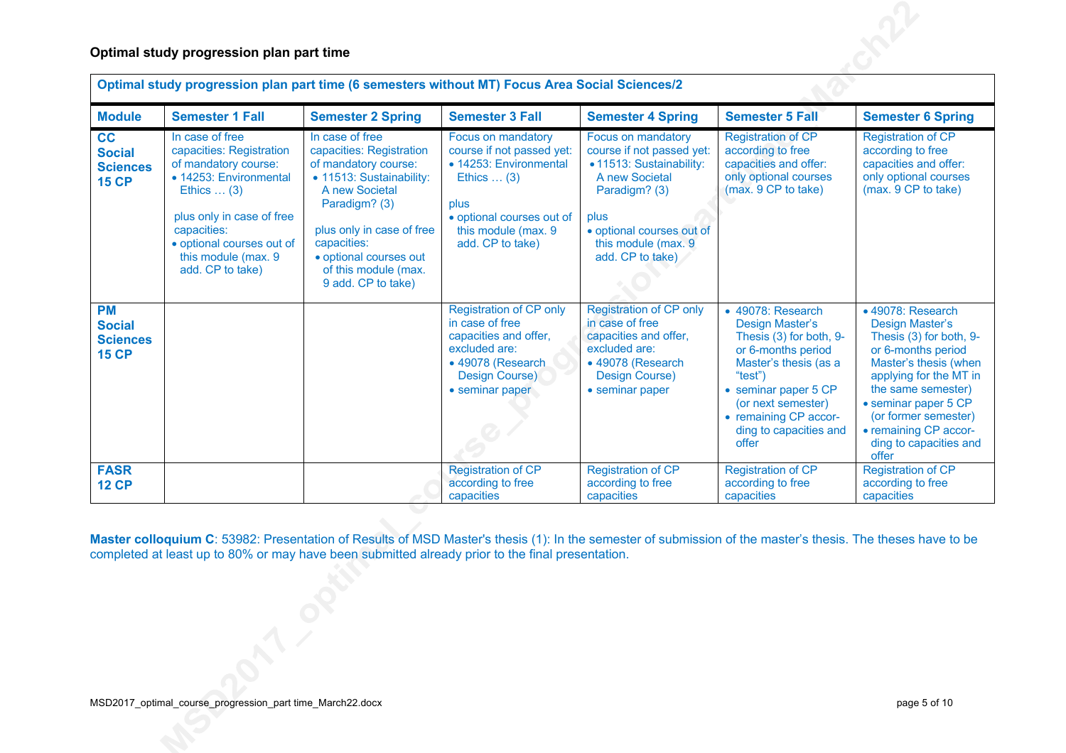## Optimal study progression plan part time

| Optimal study progression plan part time (6 semesters without MT) Focus Area Social Sciences/2 | | | | | | |
|---|---|---|---|---|---|---|
| **Module** | **Semester 1 Fall** | **Semester 2 Spring** | **Semester 3 Fall** | **Semester 4 Spring** | **Semester 5 Fall** | **Semester 6 Spring** |
| **CC Social Sciences 15 CP** | In case of free capacities: Registration of mandatory course:<br>• 14253: Environmental Ethics … (3)<br><br>plus only in case of free capacities:<br>• optional courses out of this module (max. 9 add. CP to take) | In case of free capacities: Registration of mandatory course:<br>• 11513: Sustainability: A new Societal Paradigm? (3)<br><br>plus only in case of free capacities:<br>• optional courses out of this module (max. 9 add. CP to take) | Focus on mandatory course if not passed yet:<br>• 14253: Environmental Ethics … (3)<br><br>plus<br>• optional courses out of this module (max. 9 add. CP to take) | Focus on mandatory course if not passed yet:<br>• 11513: Sustainability: A new Societal Paradigm? (3)<br><br>plus<br>• optional courses out of this module (max. 9 add. CP to take) | Registration of CP according to free capacities and offer: only optional courses (max. 9 CP to take) | Registration of CP according to free capacities and offer: only optional courses (max. 9 CP to take) |
| **PM Social Sciences 15 CP** | | | Registration of CP only in case of free capacities and offer, excluded are:<br>• 49078 (Research Design Course)<br>• seminar paper | Registration of CP only in case of free capacities and offer, excluded are:<br>• 49078 (Research Design Course)<br>• seminar paper | • 49078: Research Design Master's Thesis (3) for both, 9- or 6-months period Master's thesis (as a "test")<br>• seminar paper 5 CP (or next semester)<br>• remaining CP according to capacities and offer | • 49078: Research Design Master's Thesis (3) for both, 9- or 6-months period Master's thesis (when applying for the MT in the same semester)<br>• seminar paper 5 CP (or former semester)<br>• remaining CP according to capacities and offer |
| **FASR 12 CP** | | | Registration of CP according to free capacities | Registration of CP according to free capacities | Registration of CP according to free capacities | Registration of CP according to free capacities |

**Master colloquium C**: 53982: Presentation of Results of MSD Master's thesis (1): In the semester of submission of the master's thesis. The theses have to be completed at least up to 80% or may have been submitted already prior to the final presentation.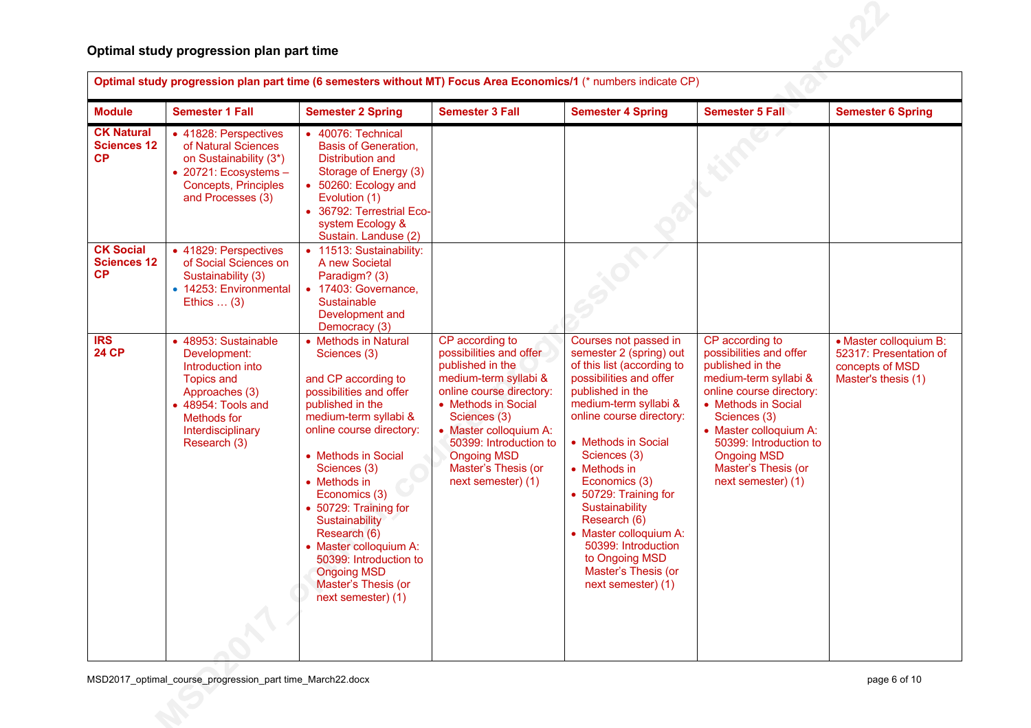## Optimal study progression plan part time

| Optimal study progression plan part time (6 semesters without MT) Focus Area Economics/1 (* numbers indicate CP) | | | | | | |
|---|---|---|---|---|---|---|
| **Module** | **Semester 1 Fall** | **Semester 2 Spring** | **Semester 3 Fall** | **Semester 4 Spring** | **Semester 5 Fall** | **Semester 6 Spring** |
| **CK Natural Sciences 12 CP** | • 41828: Perspectives of Natural Sciences on Sustainability (3*)<br>• 20721: Ecosystems – Concepts, Principles and Processes (3) | • 40076: Technical Basis of Generation, Distribution and Storage of Energy (3)<br>• 50260: Ecology and Evolution (1)<br>• 36792: Terrestrial Eco-system Ecology & Sustain. Landuse (2) | | | | |
| **CK Social Sciences 12 CP** | • 41829: Perspectives of Social Sciences on Sustainability (3)<br>• 14253: Environmental Ethics … (3) | • 11513: Sustainability: A new Societal Paradigm? (3)<br>• 17403: Governance, Sustainable Development and Democracy (3) | | | | |
| **IRS 24 CP** | • 48953: Sustainable Development: Introduction into Topics and Approaches (3)<br>• 48954: Tools and Methods for Interdisciplinary Research (3) | • Methods in Natural Sciences (3)<br><br>and CP according to possibilities and offer published in the medium-term syllabi & online course directory:<br><br>• Methods in Social Sciences (3)<br>• Methods in Economics (3)<br>• 50729: Training for Sustainability Research (6)<br>• Master colloquium A: 50399: Introduction to Ongoing MSD Master's Thesis (or next semester) (1) | CP according to possibilities and offer published in the medium-term syllabi & online course directory:<br>• Methods in Social Sciences (3)<br>• Master colloquium A: 50399: Introduction to Ongoing MSD Master's Thesis (or next semester) (1) | Courses not passed in semester 2 (spring) out of this list (according to possibilities and offer published in the medium-term syllabi & online course directory:<br><br>• Methods in Social Sciences (3)<br>• Methods in Economics (3)<br>• 50729: Training for Sustainability Research (6)<br>• Master colloquium A: 50399: Introduction to Ongoing MSD Master's Thesis (or next semester) (1) | CP according to possibilities and offer published in the medium-term syllabi & online course directory:<br>• Methods in Social Sciences (3)<br>• Master colloquium A: 50399: Introduction to Ongoing MSD Master's Thesis (or next semester) (1) | • Master colloquium B: 52317: Presentation of concepts of MSD Master's thesis (1) |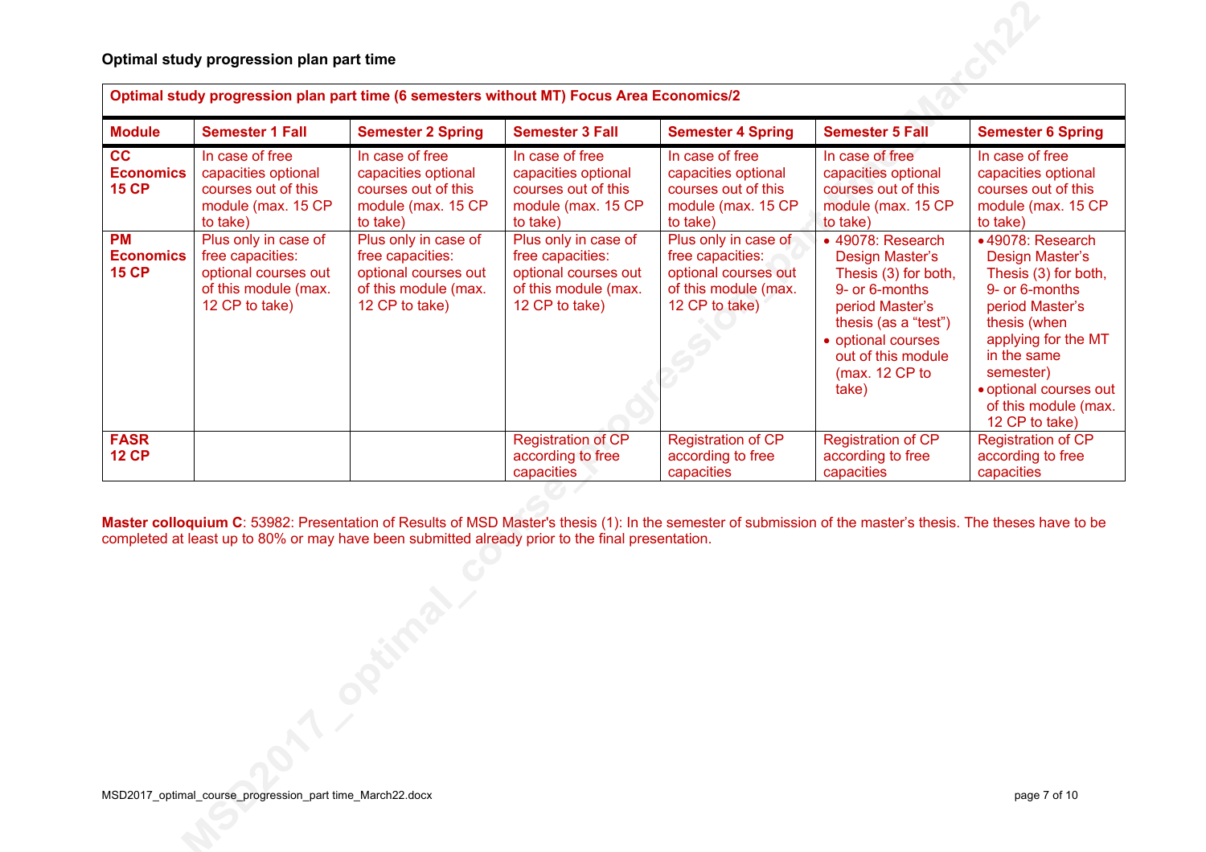## Optimal study progression plan part time

| Optimal study progression plan part time (6 semesters without MT) Focus Area Economics/2 | | | | | | |
|---|---|---|---|---|---|---|
| **Module** | **Semester 1 Fall** | **Semester 2 Spring** | **Semester 3 Fall** | **Semester 4 Spring** | **Semester 5 Fall** | **Semester 6 Spring** |
| **CC Economics 15 CP** | In case of free capacities optional courses out of this module (max. 15 CP to take) | In case of free capacities optional courses out of this module (max. 15 CP to take) | In case of free capacities optional courses out of this module (max. 15 CP to take) | In case of free capacities optional courses out of this module (max. 15 CP to take) | In case of free capacities optional courses out of this module (max. 15 CP to take) | In case of free capacities optional courses out of this module (max. 15 CP to take) |
| **PM Economics 15 CP** | Plus only in case of free capacities: optional courses out of this module (max. 12 CP to take) | Plus only in case of free capacities: optional courses out of this module (max. 12 CP to take) | Plus only in case of free capacities: optional courses out of this module (max. 12 CP to take) | Plus only in case of free capacities: optional courses out of this module (max. 12 CP to take) | • 49078: Research Design Master's Thesis (3) for both, 9- or 6-months period Master's thesis (as a "test")<br>• optional courses out of this module (max. 12 CP to take) | • 49078: Research Design Master's Thesis (3) for both, 9- or 6-months period Master's thesis (when applying for the MT in the same semester)<br>• optional courses out of this module (max. 12 CP to take) |
| **FASR 12 CP** | | | Registration of CP according to free capacities | Registration of CP according to free capacities | Registration of CP according to free capacities | Registration of CP according to free capacities |

**Master colloquium C**: 53982: Presentation of Results of MSD Master's thesis (1): In the semester of submission of the master's thesis. The theses have to be completed at least up to 80% or may have been submitted already prior to the final presentation.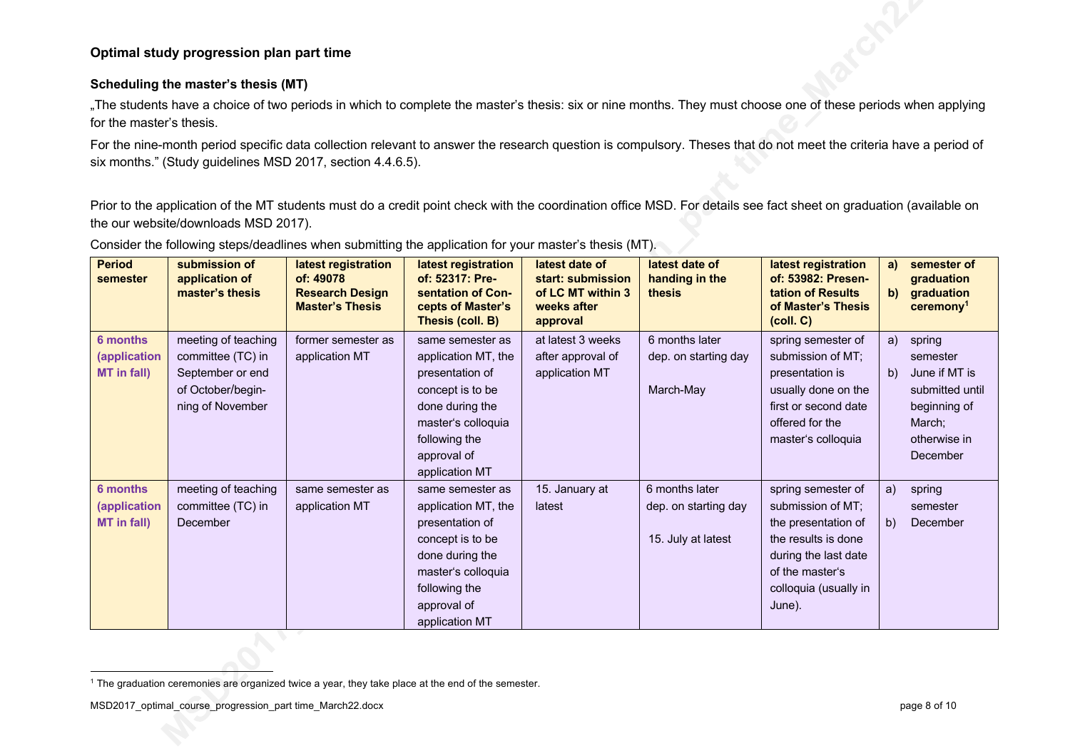**Optimal study progression plan part time**

**Scheduling the master's thesis (MT)**

„The students have a choice of two periods in which to complete the master's thesis: six or nine months. They must choose one of these periods when applying for the master's thesis.

For the nine-month period specific data collection relevant to answer the research question is compulsory. Theses that do not meet the criteria have a period of six months." (Study guidelines MSD 2017, section 4.4.6.5).

Prior to the application of the MT students must do a credit point check with the coordination office MSD. For details see fact sheet on graduation (available on the our website/downloads MSD 2017).

Consider the following steps/deadlines when submitting the application for your master's thesis (MT).

| Period semester | submission of application of master's thesis | latest registration of: 49078 Research Design Master's Thesis | latest registration of: 52317: Presentation of Concepts of Master's Thesis (coll. B) | latest date of start: submission of LC MT within 3 weeks after approval | latest date of handing in the thesis | latest registration of: 53982: Presentation of Results of Master's Thesis (coll. C) | a) semester of graduation b) graduation ceremony[1] |
|---|---|---|---|---|---|---|---|
| **6 months (application MT in fall)** | meeting of teaching committee (TC) in September or end of October/beginning of November | former semester as application MT | same semester as application MT, the presentation of concept is to be done during the master's colloquia following the approval of application MT | at latest 3 weeks after approval of application MT | 6 months later dep. on starting day<br><br>March-May | spring semester of submission of MT; presentation is usually done on the first or second date offered for the master's colloquia | a) spring semester<br>b) June if MT is submitted until beginning of March; otherwise in December |
| **6 months (application MT in fall)** | meeting of teaching committee (TC) in December | same semester as application MT | same semester as application MT, the presentation of concept is to be done during the master's colloquia following the approval of application MT | 15. January at latest | 6 months later dep. on starting day<br><br>15. July at latest | spring semester of submission of MT; the presentation of the results is done during the last date of the master's colloquia (usually in June). | a) spring semester<br>b) December |

[1] The graduation ceremonies are organized twice a year, they take place at the end of the semester.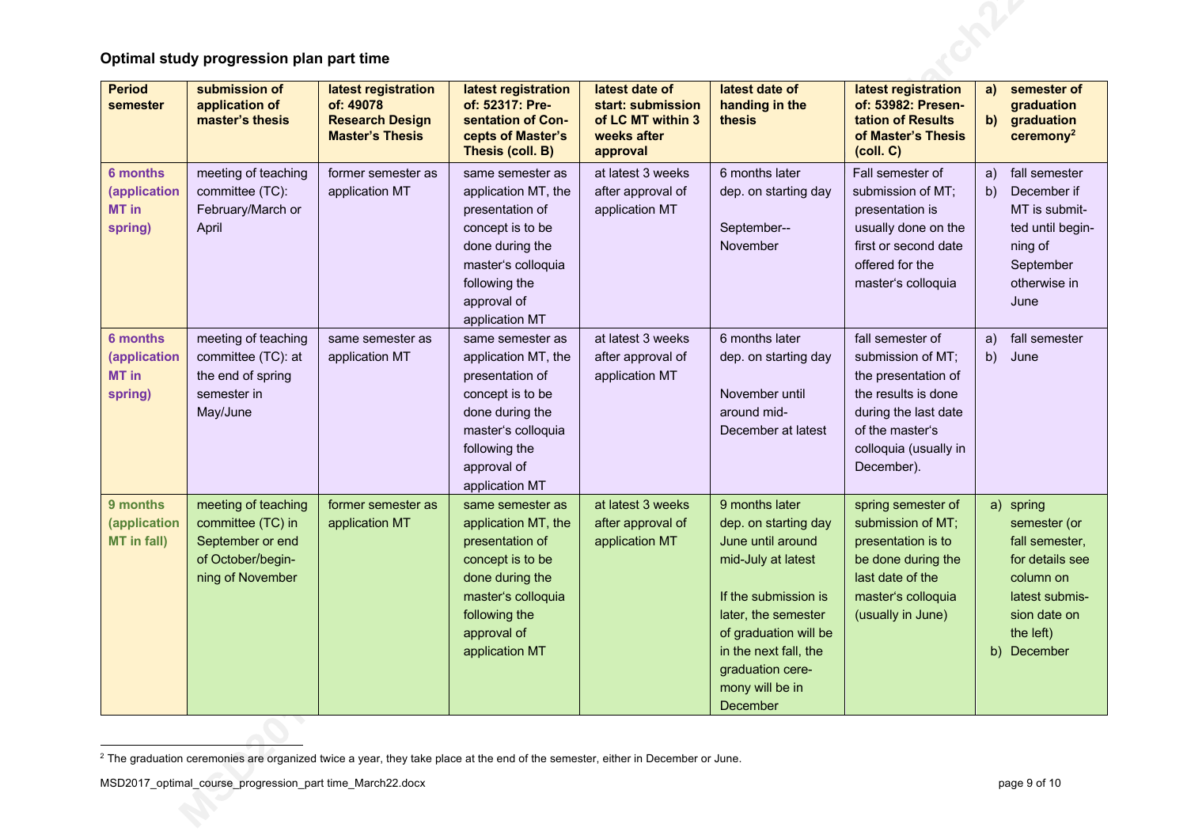### Optimal study progression plan part time

| Period semester | submission of application of master's thesis | latest registration of: 49078 Research Design Master's Thesis | latest registration of: 52317: Presentation of Concepts of Master's Thesis (coll. B) | latest date of start: submission of LC MT within 3 weeks after approval | latest date of handing in the thesis | latest registration of: 53982: Presentation of Results of Master's Thesis (coll. C) | a) semester of graduation b) graduation ceremony[2] |
|---|---|---|---|---|---|---|---|
| **6 months (application MT in spring)** | meeting of teaching committee (TC): February/March or April | former semester as application MT | same semester as application MT, the presentation of concept is to be done during the master's colloquia following the approval of application MT | at latest 3 weeks after approval of application MT | 6 months later dep. on starting day<br><br>September-- November | Fall semester of submission of MT; presentation is usually done on the first or second date offered for the master's colloquia | a) fall semester<br>b) December if MT is submitted until beginning of September otherwise in June |
| **6 months (application MT in spring)** | meeting of teaching committee (TC): at the end of spring semester in May/June | same semester as application MT | same semester as application MT, the presentation of concept is to be done during the master's colloquia following the approval of application MT | at latest 3 weeks after approval of application MT | 6 months later dep. on starting day<br><br>November until around mid-December at latest | fall semester of submission of MT; the presentation of the results is done during the last date of the master's colloquia (usually in December). | a) fall semester<br>b) June |
| **9 months (application MT in fall)** | meeting of teaching committee (TC) in September or end of October/beginning of November | former semester as application MT | same semester as application MT, the presentation of concept is to be done during the master's colloquia following the approval of application MT | at latest 3 weeks after approval of application MT | 9 months later dep. on starting day June until around mid-July at latest<br><br>If the submission is later, the semester of graduation will be in the next fall, the graduation ceremony will be in December | spring semester of submission of MT; presentation is to be done during the last date of the master's colloquia (usually in June) | a) spring semester (or fall semester, for details see column on latest submission date on the left)<br>b) December |

[2] The graduation ceremonies are organized twice a year, they take place at the end of the semester, either in December or June.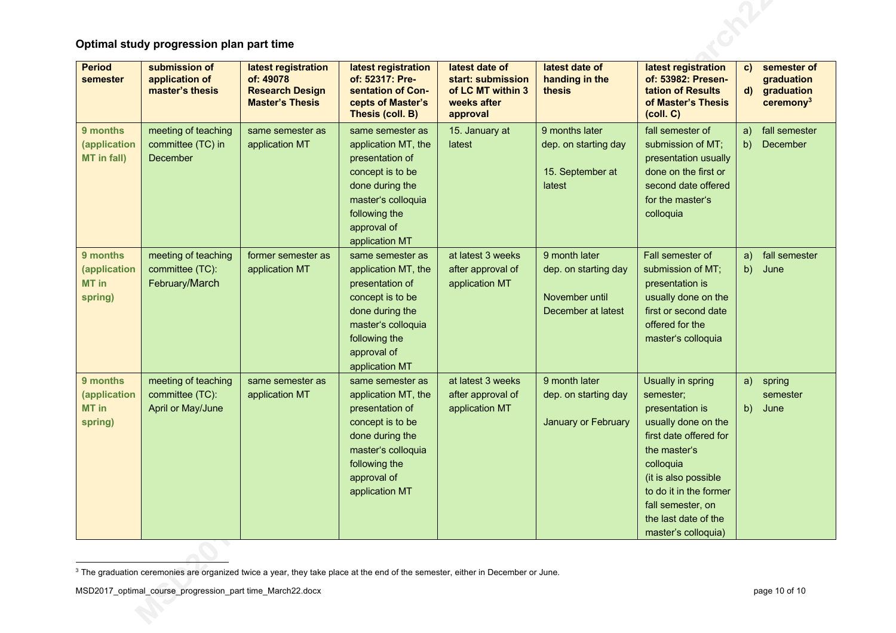### Optimal study progression plan part time

| Period semester | submission of application of master's thesis | latest registration of: 49078 Research Design Master's Thesis | latest registration of: 52317: Presentation of Concepts of Master's Thesis (coll. B) | latest date of start: submission of LC MT within 3 weeks after approval | latest date of handing in the thesis | latest registration of: 53982: Presentation of Results of Master's Thesis (coll. C) | c) semester of graduation d) graduation ceremony[3] |
|---|---|---|---|---|---|---|---|
| **9 months (application MT in fall)** | meeting of teaching committee (TC) in December | same semester as application MT | same semester as application MT, the presentation of concept is to be done during the master's colloquia following the approval of application MT | 15. January at latest | 9 months later dep. on starting day<br><br>15. September at latest | fall semester of submission of MT; presentation usually done on the first or second date offered for the master's colloquia | a) fall semester<br>b) December |
| **9 months (application MT in spring)** | meeting of teaching committee (TC): February/March | former semester as application MT | same semester as application MT, the presentation of concept is to be done during the master's colloquia following the approval of application MT | at latest 3 weeks after approval of application MT | 9 month later dep. on starting day<br><br>November until December at latest | Fall semester of submission of MT; presentation is usually done on the first or second date offered for the master's colloquia | a) fall semester<br>b) June |
| **9 months (application MT in spring)** | meeting of teaching committee (TC): April or May/June | same semester as application MT | same semester as application MT, the presentation of concept is to be done during the master's colloquia following the approval of application MT | at latest 3 weeks after approval of application MT | 9 month later dep. on starting day<br><br>January or February | Usually in spring semester; presentation is usually done on the first date offered for the master's colloquia (it is also possible to do it in the former fall semester, on the last date of the master's colloquia) | a) spring semester<br>b) June |

[3] The graduation ceremonies are organized twice a year, they take place at the end of the semester, either in December or June.